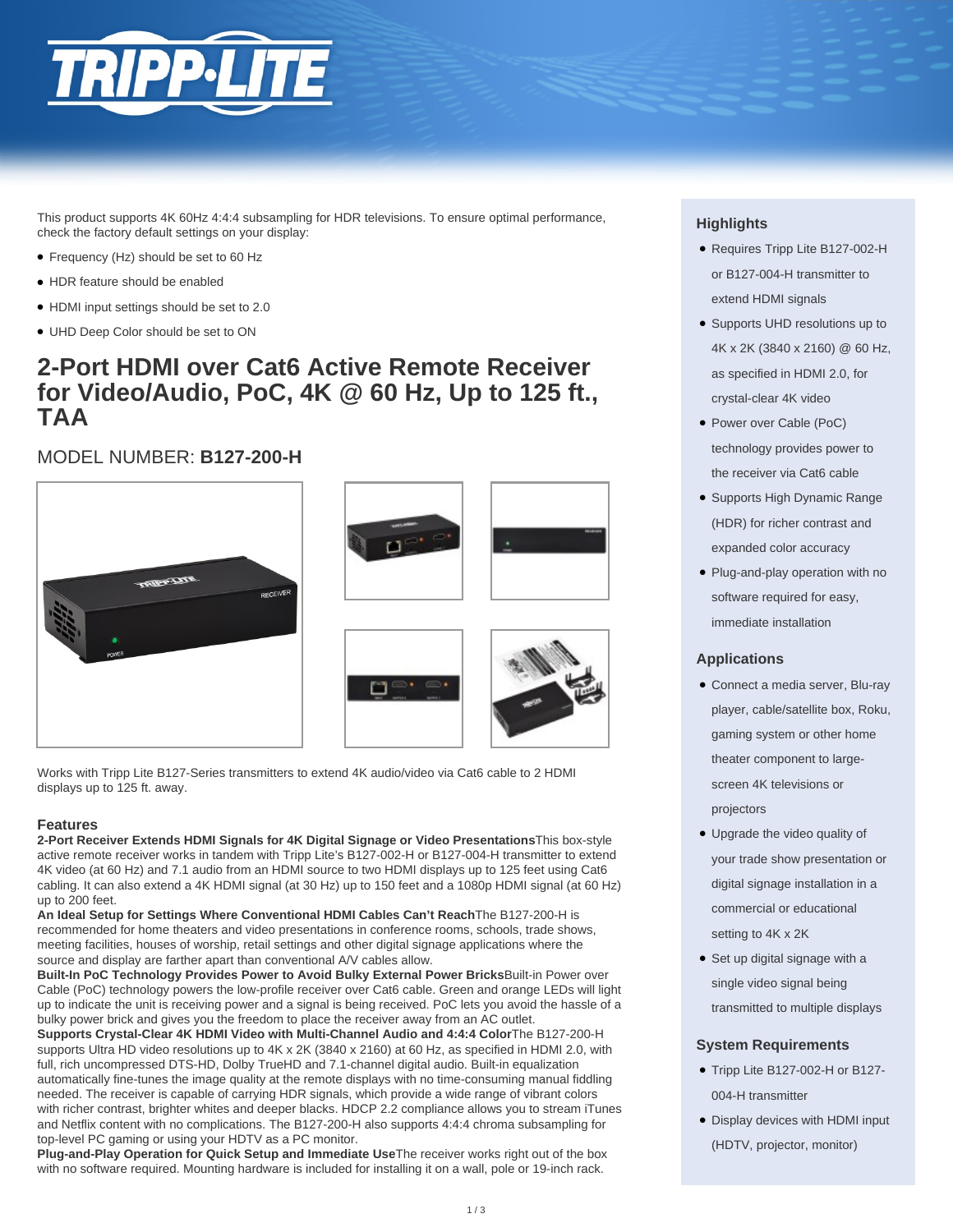This product supports 4K 60Hz 4:4:4 subsampling for HDR televisions. To ensure optimal performance, check the factory default settings on your display:

- Frequency (Hz) should be set to 60 Hz
- HDR feature should be enabled
- HDMI input settings should be set to 2.0
- UHD Deep Color should be set to ON

# 2-Port HDMI over Cat6 Active Remote Receiver for Video/Audio, PoC, 4K @ 60 Hz, Up to 125 ft., TAA

MODEL NUMBER: **B127-200-H**

Works with Tripp Lite B127-Series transmitters to extend 4K audio/video via Cat6 cable to 2 HDMI displays up to 125 ft. away.

## Features

**2-Port Receiver Extends HDMI Signals for 4K Digital Signage or Video Presentations**This box-style active remote receiver works in tandem with Tripp Lite's B127-002-H or B127-004-H transmitter to extend 4K video (at 60 Hz) and 7.1 audio from an HDMI source to two HDMI displays up to 125 feet using Cat6 cabling. It can also extend a 4K HDMI signal (at 30 Hz) up to 150 feet and a 1080p HDMI signal (at 60 Hz) up to 200 feet.

**An Ideal Setup for Settings Where Conventional HDMI Cables Can't Reach**The B127-200-H is recommended for home theaters and video presentations in conference rooms, schools, trade shows, meeting facilities, houses of worship, retail settings and other digital signage applications where the source and display are farther apart than conventional A/V cables allow.

**Built-In PoC Technology Provides Power to Avoid Bulky External Power Bricks**Built-in Power over Cable (PoC) technology powers the low-profile receiver over Cat6 cable. Green and orange LEDs will light up to indicate the unit is receiving power and a signal is being received. PoC lets you avoid the hassle of a bulky power brick and gives you the freedom to place the receiver away from an AC outlet.

**Supports Crystal-Clear 4K HDMI Video with Multi-Channel Audio and 4:4:4 Color**The B127-200-H supports Ultra HD video resolutions up to 4K x 2K (3840 x 2160) at 60 Hz, as specified in HDMI 2.0, with full, rich uncompressed DTS-HD, Dolby TrueHD and 7.1-channel digital audio. Built-in equalization automatically fine-tunes the image quality at the remote displays with no time-consuming manual fiddling needed. The receiver is capable of carrying HDR signals, which provide a wide range of vibrant colors with richer contrast, brighter whites and deeper blacks. HDCP 2.2 compliance allows you to stream iTunes and Netflix content with no complications. The B127-200-H also supports 4:4:4 chroma subsampling for top-level PC gaming or using your HDTV as a PC monitor.

**Plug-and-Play Operation for Quick Setup and Immediate Use**The receiver works right out of the box with no software required. Mounting hardware is included for installing it on a wall, pole or 19-inch rack.

## Highlights

- Requires Tripp Lite B127-002-H or B127-004-H transmitter to extend HDMI signals
- Supports UHD resolutions up to 4K x 2K (3840 x 2160) @ 60 Hz, as specified in HDMI 2.0, for crystal-clear 4K video
- Power over Cable (PoC) technology provides power to the receiver via Cat6 cable
- Supports High Dynamic Range (HDR) for richer contrast and expanded color accuracy
- Plug-and-play operation with no software required for easy, immediate installation

## Applications

- Connect a media server, Blu-ray player, cable/satellite box, Roku, gaming system or other home theater component to large-screen 4K televisions or projectors
- Upgrade the video quality of your trade show presentation or digital signage installation in a commercial or educational setting to 4K x 2K
- Set up digital signage with a single video signal being transmitted to multiple displays

## System Requirements

- Tripp Lite B127-002-H or B127-004-H transmitter
- Display devices with HDMI input (HDTV, projector, monitor)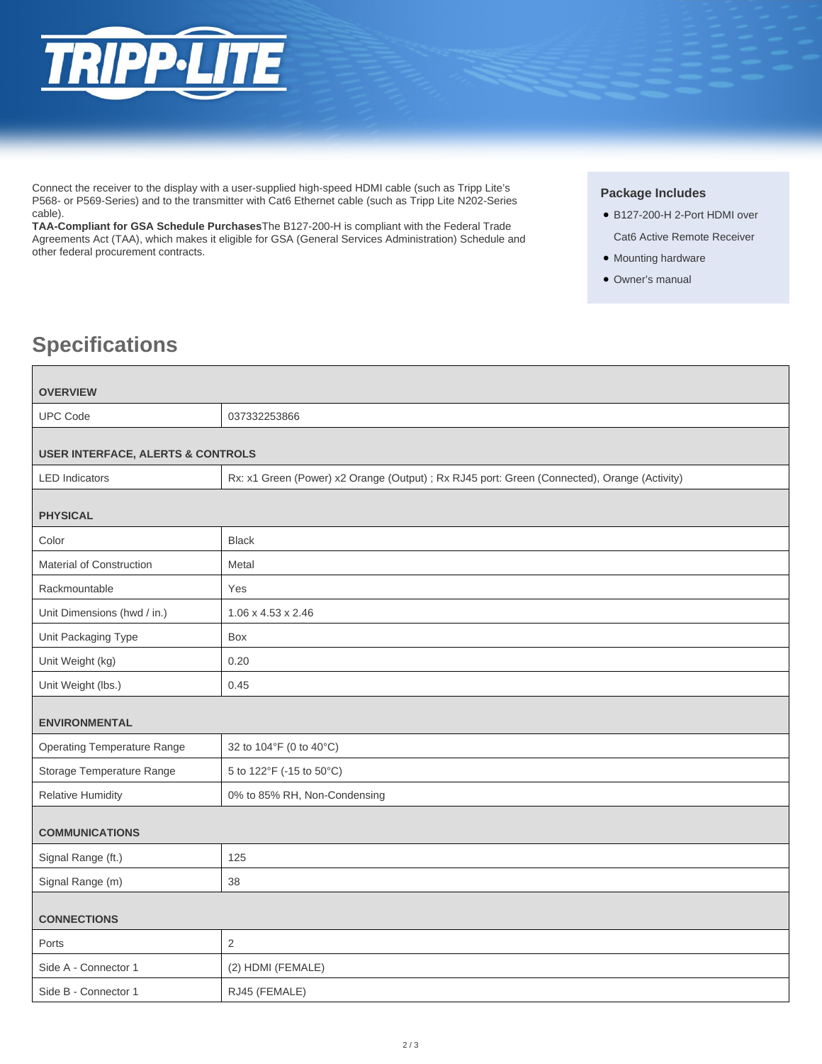Connect the receiver to the display with a user-supplied high-speed HDMI cable (such as Tripp Lite's P568- or P569-Series) and to the transmitter with Cat6 Ethernet cable (such as Tripp Lite N202-Series cable).

**TAA-Compliant for GSA Schedule Purchases**The B127-200-H is compliant with the Federal Trade Agreements Act (TAA), which makes it eligible for GSA (General Services Administration) Schedule and other federal procurement contracts.

### Package Includes

- B127-200-H 2-Port HDMI over Cat6 Active Remote Receiver
- Mounting hardware
- Owner's manual

## Specifications

| **OVERVIEW** | |
|---|---|
| UPC Code | 037332253866 |
| **USER INTERFACE, ALERTS & CONTROLS** | |
| LED Indicators | Rx: x1 Green (Power) x2 Orange (Output) ; Rx RJ45 port: Green (Connected), Orange (Activity) |
| **PHYSICAL** | |
| Color | Black |
| Material of Construction | Metal |
| Rackmountable | Yes |
| Unit Dimensions (hwd / in.) | 1.06 x 4.53 x 2.46 |
| Unit Packaging Type | Box |
| Unit Weight (kg) | 0.20 |
| Unit Weight (lbs.) | 0.45 |
| **ENVIRONMENTAL** | |
| Operating Temperature Range | 32 to 104°F (0 to 40°C) |
| Storage Temperature Range | 5 to 122°F (-15 to 50°C) |
| Relative Humidity | 0% to 85% RH, Non-Condensing |
| **COMMUNICATIONS** | |
| Signal Range (ft.) | 125 |
| Signal Range (m) | 38 |
| **CONNECTIONS** | |
| Ports | 2 |
| Side A - Connector 1 | (2) HDMI (FEMALE) |
| Side B - Connector 1 | RJ45 (FEMALE) |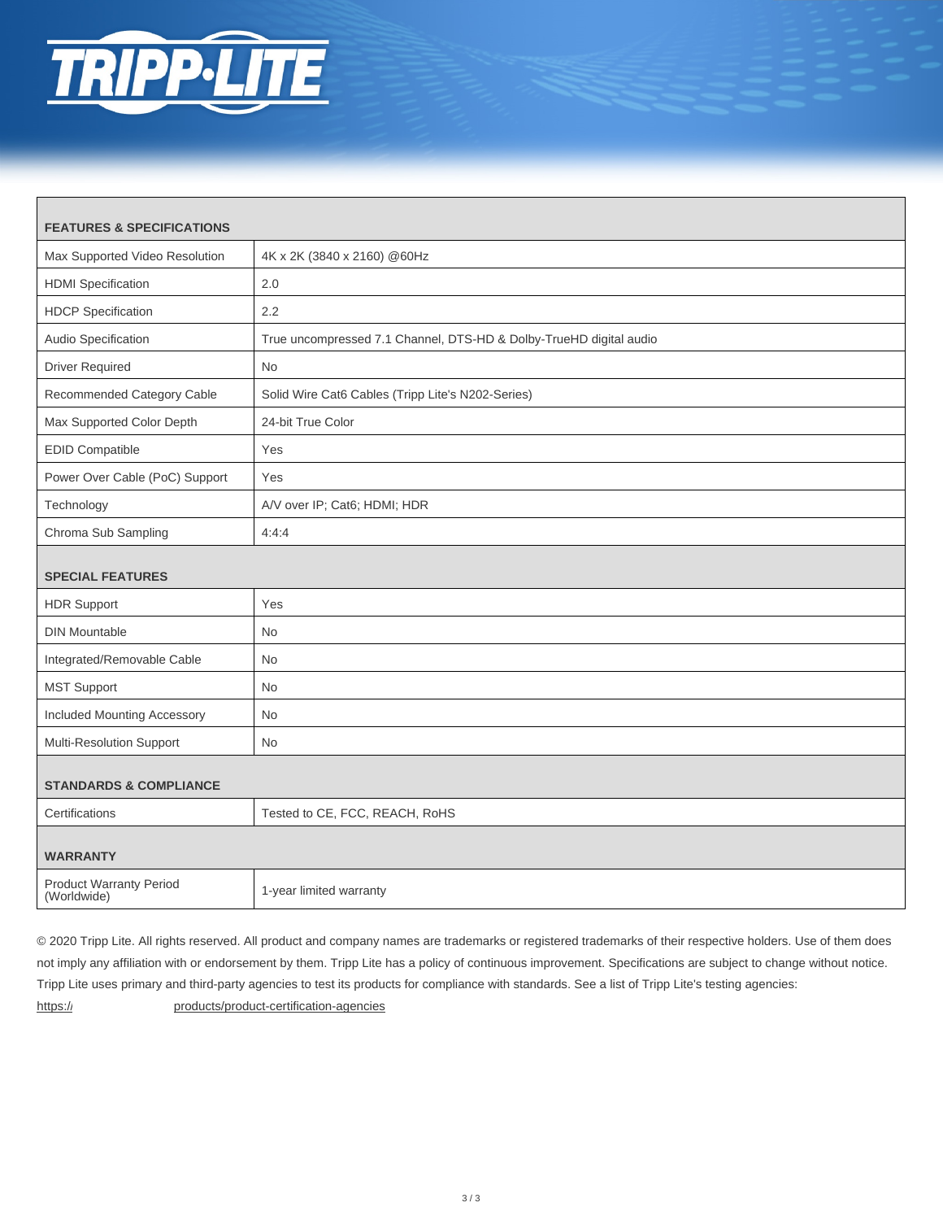| FEATURES & SPECIFICATIONS | |
|---|---|
| Max Supported Video Resolution | 4K x 2K (3840 x 2160) @60Hz |
| HDMI Specification | 2.0 |
| HDCP Specification | 2.2 |
| Audio Specification | True uncompressed 7.1 Channel, DTS-HD & Dolby-TrueHD digital audio |
| Driver Required | No |
| Recommended Category Cable | Solid Wire Cat6 Cables (Tripp Lite's N202-Series) |
| Max Supported Color Depth | 24-bit True Color |
| EDID Compatible | Yes |
| Power Over Cable (PoC) Support | Yes |
| Technology | A/V over IP; Cat6; HDMI; HDR |
| Chroma Sub Sampling | 4:4:4 |
| **SPECIAL FEATURES** | |
| HDR Support | Yes |
| DIN Mountable | No |
| Integrated/Removable Cable | No |
| MST Support | No |
| Included Mounting Accessory | No |
| Multi-Resolution Support | No |
| **STANDARDS & COMPLIANCE** | |
| Certifications | Tested to CE, FCC, REACH, RoHS |
| **WARRANTY** | |
| Product Warranty Period (Worldwide) | 1-year limited warranty |

© 2020 Tripp Lite. All rights reserved. All product and company names are trademarks or registered trademarks of their respective holders. Use of them does not imply any affiliation with or endorsement by them. Tripp Lite has a policy of continuous improvement. Specifications are subject to change without notice. Tripp Lite uses primary and third-party agencies to test its products for compliance with standards. See a list of Tripp Lite's testing agencies: https:// products/product-certification-agencies